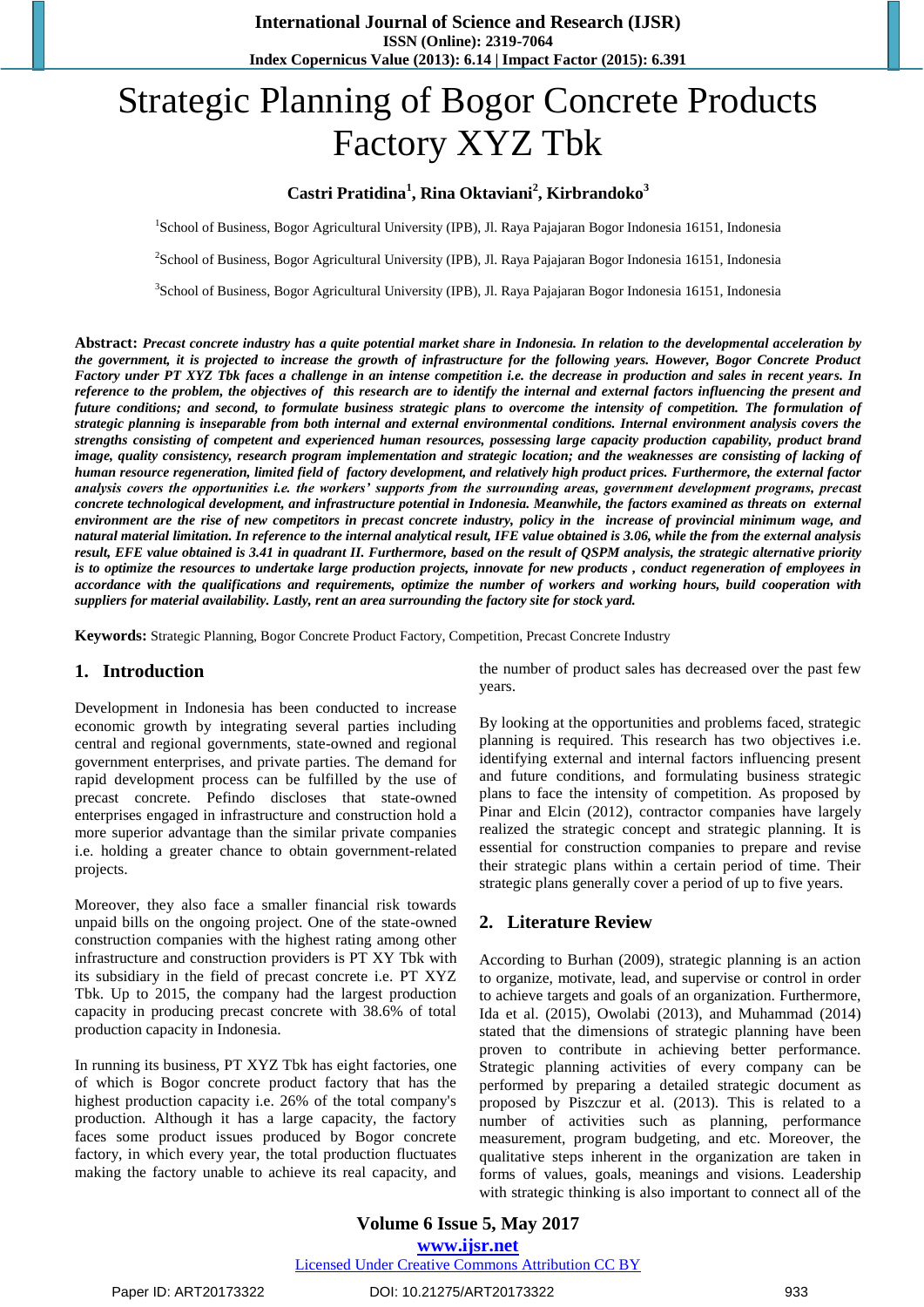# Strategic Planning of Bogor Concrete Products Factory XYZ Tbk

**Castri Pratidina[1], Rina Oktaviani[2], Kirbrandoko[3]**

[1]School of Business, Bogor Agricultural University (IPB), Jl. Raya Pajajaran Bogor Indonesia 16151, Indonesia

[2]School of Business, Bogor Agricultural University (IPB), Jl. Raya Pajajaran Bogor Indonesia 16151, Indonesia

[3]School of Business, Bogor Agricultural University (IPB), Jl. Raya Pajajaran Bogor Indonesia 16151, Indonesia

**Abstract:** ***Precast concrete industry has a quite potential market share in Indonesia. In relation to the developmental acceleration by the government, it is projected to increase the growth of infrastructure for the following years. However, Bogor Concrete Product Factory under PT XYZ Tbk faces a challenge in an intense competition i.e. the decrease in production and sales in recent years. In reference to the problem, the objectives of this research are to identify the internal and external factors influencing the present and future conditions; and second, to formulate business strategic plans to overcome the intensity of competition. The formulation of strategic planning is inseparable from both internal and external environmental conditions. Internal environment analysis covers the strengths consisting of competent and experienced human resources, possessing large capacity production capability, product brand image, quality consistency, research program implementation and strategic location; and the weaknesses are consisting of lacking of human resource regeneration, limited field of factory development, and relatively high product prices. Furthermore, the external factor analysis covers the opportunities i.e. the workers' supports from the surrounding areas, government development programs, precast concrete technological development, and infrastructure potential in Indonesia. Meanwhile, the factors examined as threats on external environment are the rise of new competitors in precast concrete industry, policy in the increase of provincial minimum wage, and natural material limitation. In reference to the internal analytical result, IFE value obtained is 3.06, while the from the external analysis result, EFE value obtained is 3.41 in quadrant II. Furthermore, based on the result of QSPM analysis, the strategic alternative priority is to optimize the resources to undertake large production projects, innovate for new products , conduct regeneration of employees in accordance with the qualifications and requirements, optimize the number of workers and working hours, build cooperation with suppliers for material availability. Lastly, rent an area surrounding the factory site for stock yard.***

**Keywords:** Strategic Planning, Bogor Concrete Product Factory, Competition, Precast Concrete Industry

## 1. Introduction

Development in Indonesia has been conducted to increase economic growth by integrating several parties including central and regional governments, state-owned and regional government enterprises, and private parties. The demand for rapid development process can be fulfilled by the use of precast concrete. Pefindo discloses that state-owned enterprises engaged in infrastructure and construction hold a more superior advantage than the similar private companies i.e. holding a greater chance to obtain government-related projects.

Moreover, they also face a smaller financial risk towards unpaid bills on the ongoing project. One of the state-owned construction companies with the highest rating among other infrastructure and construction providers is PT XY Tbk with its subsidiary in the field of precast concrete i.e. PT XYZ Tbk. Up to 2015, the company had the largest production capacity in producing precast concrete with 38.6% of total production capacity in Indonesia.

In running its business, PT XYZ Tbk has eight factories, one of which is Bogor concrete product factory that has the highest production capacity i.e. 26% of the total company's production. Although it has a large capacity, the factory faces some product issues produced by Bogor concrete factory, in which every year, the total production fluctuates making the factory unable to achieve its real capacity, and the number of product sales has decreased over the past few years.

By looking at the opportunities and problems faced, strategic planning is required. This research has two objectives i.e. identifying external and internal factors influencing present and future conditions, and formulating business strategic plans to face the intensity of competition. As proposed by Pinar and Elcin (2012), contractor companies have largely realized the strategic concept and strategic planning. It is essential for construction companies to prepare and revise their strategic plans within a certain period of time. Their strategic plans generally cover a period of up to five years.

## 2. Literature Review

According to Burhan (2009), strategic planning is an action to organize, motivate, lead, and supervise or control in order to achieve targets and goals of an organization. Furthermore, Ida et al. (2015), Owolabi (2013), and Muhammad (2014) stated that the dimensions of strategic planning have been proven to contribute in achieving better performance. Strategic planning activities of every company can be performed by preparing a detailed strategic document as proposed by Piszczur et al. (2013). This is related to a number of activities such as planning, performance measurement, program budgeting, and etc. Moreover, the qualitative steps inherent in the organization are taken in forms of values, goals, meanings and visions. Leadership with strategic thinking is also important to connect all of the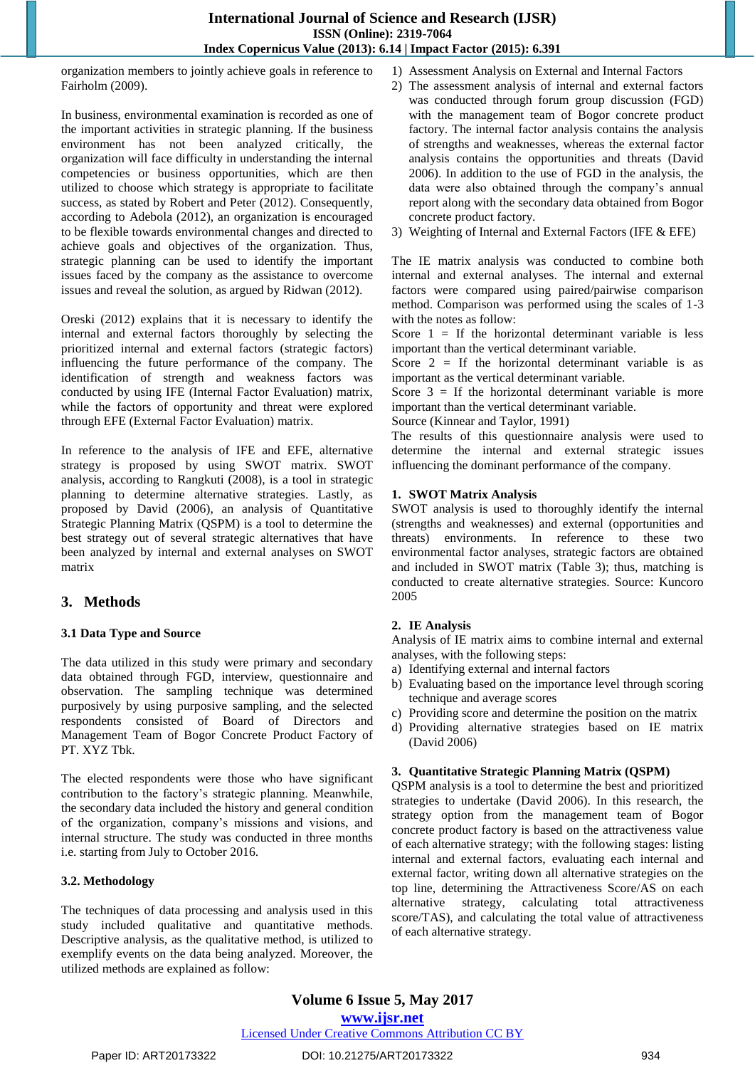organization members to jointly achieve goals in reference to Fairholm (2009).

In business, environmental examination is recorded as one of the important activities in strategic planning. If the business environment has not been analyzed critically, the organization will face difficulty in understanding the internal competencies or business opportunities, which are then utilized to choose which strategy is appropriate to facilitate success, as stated by Robert and Peter (2012). Consequently, according to Adebola (2012), an organization is encouraged to be flexible towards environmental changes and directed to achieve goals and objectives of the organization. Thus, strategic planning can be used to identify the important issues faced by the company as the assistance to overcome issues and reveal the solution, as argued by Ridwan (2012).

Oreski (2012) explains that it is necessary to identify the internal and external factors thoroughly by selecting the prioritized internal and external factors (strategic factors) influencing the future performance of the company. The identification of strength and weakness factors was conducted by using IFE (Internal Factor Evaluation) matrix, while the factors of opportunity and threat were explored through EFE (External Factor Evaluation) matrix.

In reference to the analysis of IFE and EFE, alternative strategy is proposed by using SWOT matrix. SWOT analysis, according to Rangkuti (2008), is a tool in strategic planning to determine alternative strategies. Lastly, as proposed by David (2006), an analysis of Quantitative Strategic Planning Matrix (QSPM) is a tool to determine the best strategy out of several strategic alternatives that have been analyzed by internal and external analyses on SWOT matrix

## 3. Methods

### 3.1 Data Type and Source

The data utilized in this study were primary and secondary data obtained through FGD, interview, questionnaire and observation. The sampling technique was determined purposively by using purposive sampling, and the selected respondents consisted of Board of Directors and Management Team of Bogor Concrete Product Factory of PT. XYZ Tbk.

The elected respondents were those who have significant contribution to the factory's strategic planning. Meanwhile, the secondary data included the history and general condition of the organization, company's missions and visions, and internal structure. The study was conducted in three months i.e. starting from July to October 2016.

### 3.2. Methodology

The techniques of data processing and analysis used in this study included qualitative and quantitative methods. Descriptive analysis, as the qualitative method, is used to exemplify events on the data being analyzed. Moreover, the utilized methods are explained as follow:

1) Assessment Analysis on External and Internal Factors
2) The assessment analysis of internal and external factors was conducted through forum group discussion (FGD) with the management team of Bogor concrete product factory. The internal factor analysis contains the analysis of strengths and weaknesses, whereas the external factor analysis contains the opportunities and threats (David 2006). In addition to the use of FGD in the analysis, the data were also obtained through the company's annual report along with the secondary data obtained from Bogor concrete product factory.
3) Weighting of Internal and External Factors (IFE & EFE)

The IE matrix analysis was conducted to combine both internal and external analyses. The internal and external factors were compared using paired/pairwise comparison method. Comparison was performed using the scales of 1-3 with the notes as follow:
Score 1 = If the horizontal determinant variable is less important than the vertical determinant variable.
Score 2 = If the horizontal determinant variable is as important as the vertical determinant variable.
Score 3 = If the horizontal determinant variable is more important than the vertical determinant variable.
Source (Kinnear and Taylor, 1991)
The results of this questionnaire analysis were used to determine the internal and external strategic issues influencing the dominant performance of the company.

**1. SWOT Matrix Analysis**
SWOT analysis is used to thoroughly identify the internal (strengths and weaknesses) and external (opportunities and threats) environments. In reference to these two environmental factor analyses, strategic factors are obtained and included in SWOT matrix (Table 3); thus, matching is conducted to create alternative strategies. Source: Kuncoro 2005

**2. IE Analysis**
Analysis of IE matrix aims to combine internal and external analyses, with the following steps:

a) Identifying external and internal factors
b) Evaluating based on the importance level through scoring technique and average scores
c) Providing score and determine the position on the matrix
d) Providing alternative strategies based on IE matrix (David 2006)

**3. Quantitative Strategic Planning Matrix (QSPM)**
QSPM analysis is a tool to determine the best and prioritized strategies to undertake (David 2006). In this research, the strategy option from the management team of Bogor concrete product factory is based on the attractiveness value of each alternative strategy; with the following steps: listing internal and external factors, evaluating each internal and external factor, writing down all alternative strategies on the top line, determining the Attractiveness Score/AS on each alternative strategy, calculating total attractiveness score/TAS), and calculating the total value of attractiveness of each alternative strategy.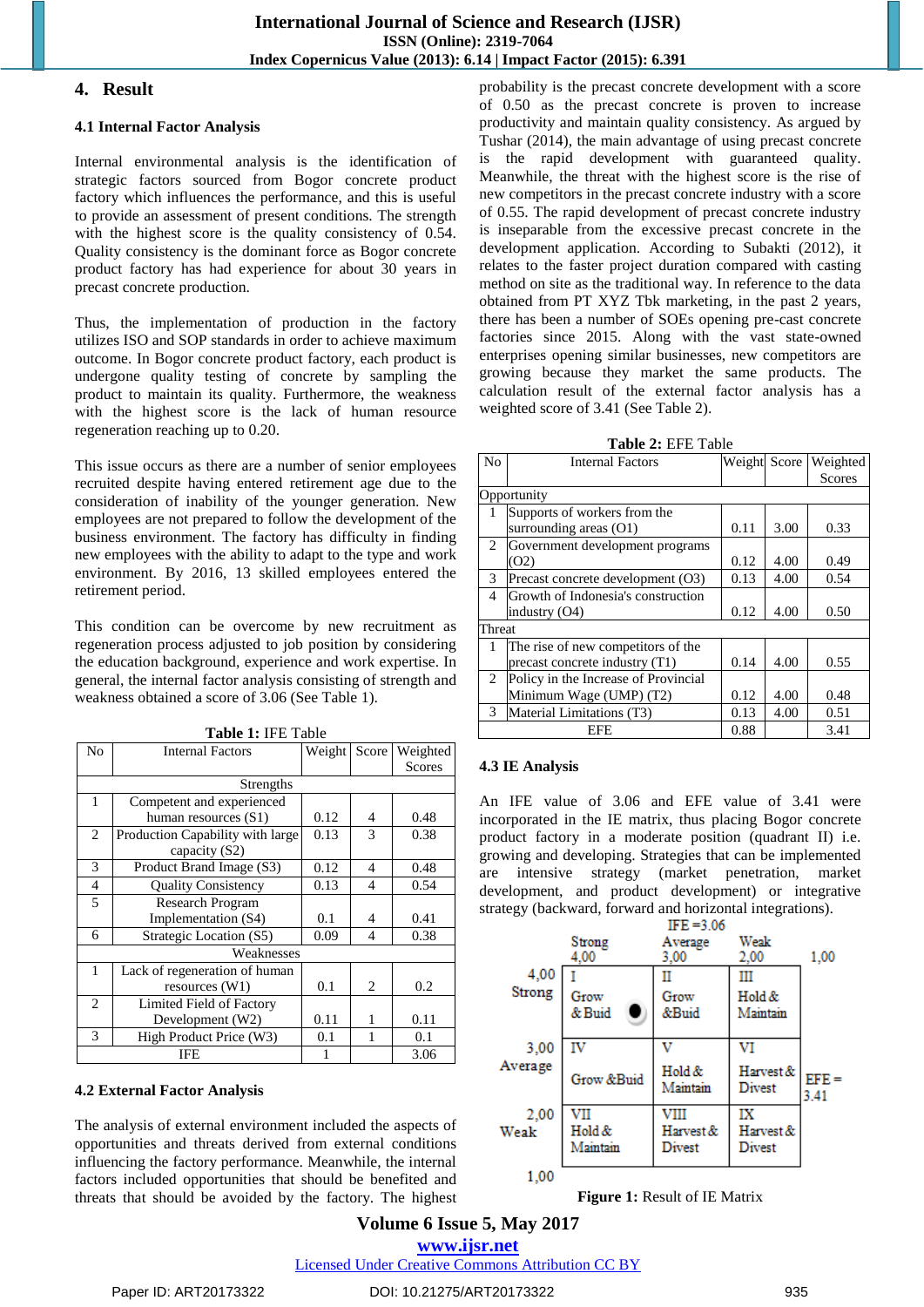## 4. Result

### 4.1 Internal Factor Analysis

Internal environmental analysis is the identification of strategic factors sourced from Bogor concrete product factory which influences the performance, and this is useful to provide an assessment of present conditions. The strength with the highest score is the quality consistency of 0.54. Quality consistency is the dominant force as Bogor concrete product factory has had experience for about 30 years in precast concrete production.

Thus, the implementation of production in the factory utilizes ISO and SOP standards in order to achieve maximum outcome. In Bogor concrete product factory, each product is undergone quality testing of concrete by sampling the product to maintain its quality. Furthermore, the weakness with the highest score is the lack of human resource regeneration reaching up to 0.20.

This issue occurs as there are a number of senior employees recruited despite having entered retirement age due to the consideration of inability of the younger generation. New employees are not prepared to follow the development of the business environment. The factory has difficulty in finding new employees with the ability to adapt to the type and work environment. By 2016, 13 skilled employees entered the retirement period.

This condition can be overcome by new recruitment as regeneration process adjusted to job position by considering the education background, experience and work expertise. In general, the internal factor analysis consisting of strength and weakness obtained a score of 3.06 (See Table 1).

**Table 1:** IFE Table

| No | Internal Factors | Weight | Score | Weighted Scores |
|---|---|---|---|---|
| | Strengths | | | |
| 1 | Competent and experienced human resources (S1) | 0.12 | 4 | 0.48 |
| 2 | Production Capability with large capacity (S2) | 0.13 | 3 | 0.38 |
| 3 | Product Brand Image (S3) | 0.12 | 4 | 0.48 |
| 4 | Quality Consistency | 0.13 | 4 | 0.54 |
| 5 | Research Program Implementation (S4) | 0.1 | 4 | 0.41 |
| 6 | Strategic Location (S5) | 0.09 | 4 | 0.38 |
| | Weaknesses | | | |
| 1 | Lack of regeneration of human resources (W1) | 0.1 | 2 | 0.2 |
| 2 | Limited Field of Factory Development (W2) | 0.11 | 1 | 0.11 |
| 3 | High Product Price (W3) | 0.1 | 1 | 0.1 |
| | IFE | 1 | | 3.06 |

### 4.2 External Factor Analysis

The analysis of external environment included the aspects of opportunities and threats derived from external conditions influencing the factory performance. Meanwhile, the internal factors included opportunities that should be benefited and threats that should be avoided by the factory. The highest probability is the precast concrete development with a score of 0.50 as the precast concrete is proven to increase productivity and maintain quality consistency. As argued by Tushar (2014), the main advantage of using precast concrete is the rapid development with guaranteed quality. Meanwhile, the threat with the highest score is the rise of new competitors in the precast concrete industry with a score of 0.55. The rapid development of precast concrete industry is inseparable from the excessive precast concrete in the development application. According to Subakti (2012), it relates to the faster project duration compared with casting method on site as the traditional way. In reference to the data obtained from PT XYZ Tbk marketing, in the past 2 years, there has been a number of SOEs opening pre-cast concrete factories since 2015. Along with the vast state-owned enterprises opening similar businesses, new competitors are growing because they market the same products. The calculation result of the external factor analysis has a weighted score of 3.41 (See Table 2).

**Table 2:** EFE Table

| No | Internal Factors | Weight | Score | Weighted Scores |
|---|---|---|---|---|
| Opportunity | | | | |
| 1 | Supports of workers from the surrounding areas (O1) | 0.11 | 3.00 | 0.33 |
| 2 | Government development programs (O2) | 0.12 | 4.00 | 0.49 |
| 3 | Precast concrete development (O3) | 0.13 | 4.00 | 0.54 |
| 4 | Growth of Indonesia's construction industry (O4) | 0.12 | 4.00 | 0.50 |
| Threat | | | | |
| 1 | The rise of new competitors of the precast concrete industry (T1) | 0.14 | 4.00 | 0.55 |
| 2 | Policy in the Increase of Provincial Minimum Wage (UMP) (T2) | 0.12 | 4.00 | 0.48 |
| 3 | Material Limitations (T3) | 0.13 | 4.00 | 0.51 |
| | EFE | 0.88 | | 3.41 |

### 4.3 IE Analysis

An IFE value of 3.06 and EFE value of 3.41 were incorporated in the IE matrix, thus placing Bogor concrete product factory in a moderate position (quadrant II) i.e. growing and developing. Strategies that can be implemented are intensive strategy (market penetration, market development, and product development) or integrative strategy (backward, forward and horizontal integrations).

IFE = 3.06

| | Strong 4,00 | Average 3,00 | Weak 2,00 | 1,00 |
|---|---|---|---|---|
| 4,00 Strong | I Grow & Buid ● | II Grow &Buid | III Hold & Maintain | |
| 3,00 Average | IV Grow &Buid | V Hold & Maintain | VI Harvest & Divest | EFE = 3.41 |
| 2,00 Weak | VII Hold & Maintain | VIII Harvest & Divest | IX Harvest & Divest | |
| 1,00 | | | | |

**Figure 1:** Result of IE Matrix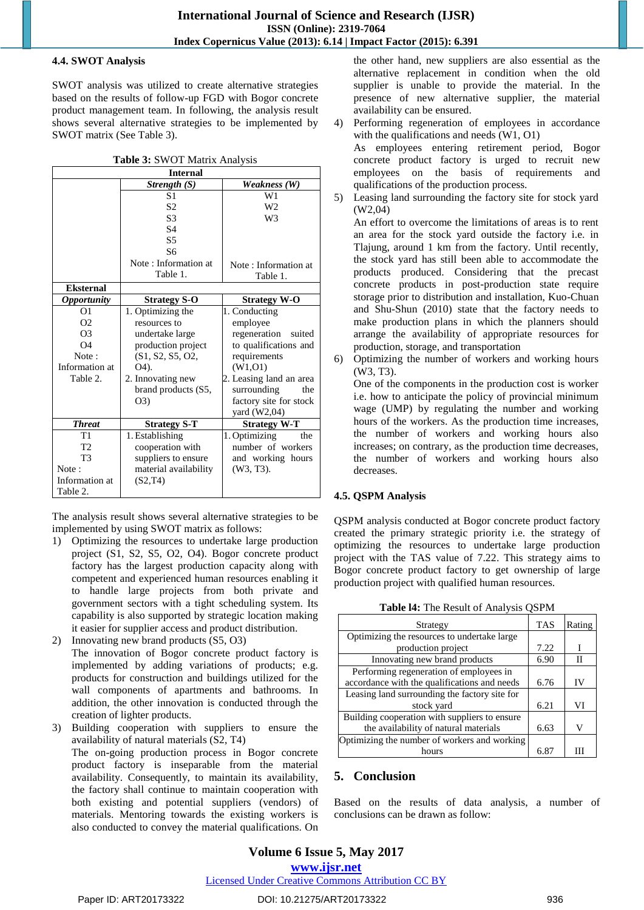### 4.4. SWOT Analysis

SWOT analysis was utilized to create alternative strategies based on the results of follow-up FGD with Bogor concrete product management team. In following, the analysis result shows several alternative strategies to be implemented by SWOT matrix (See Table 3).

**Table 3:** SWOT Matrix Analysis

| | Internal | |
|---|---|---|
| | ***Strength (S)*** | ***Weakness (W)*** |
| | S1 S2 S3 S4 S5 S6 Note : Information at Table 1. | W1 W2 W3 Note : Information at Table 1. |
| **Eksternal** | | |
| ***Opportunity*** | **Strategy S-O** | **Strategy W-O** |
| O1 O2 O3 O4 Note : Information at Table 2. | 1. Optimizing the resources to undertake large production project (S1, S2, S5, O2, O4). 2. Innovating new brand products (S5, O3) | 1. Conducting employee regeneration suited to qualifications and requirements (W1,O1) 2. Leasing land an area surrounding the factory site for stock yard (W2,04) |
| ***Threat*** | **Strategy S-T** | **Strategy W-T** |
| T1 T2 T3 Note : Information at Table 2. | 1. Establishing cooperation with suppliers to ensure material availability (S2,T4) | 1. Optimizing the number of workers and working hours (W3, T3). |

The analysis result shows several alternative strategies to be implemented by using SWOT matrix as follows:

1) Optimizing the resources to undertake large production project (S1, S2, S5, O2, O4). Bogor concrete product factory has the largest production capacity along with competent and experienced human resources enabling it to handle large projects from both private and government sectors with a tight scheduling system. Its capability is also supported by strategic location making it easier for supplier access and product distribution.
2) Innovating new brand products (S5, O3)
   The innovation of Bogor concrete product factory is implemented by adding variations of products; e.g. products for construction and buildings utilized for the wall components of apartments and bathrooms. In addition, the other innovation is conducted through the creation of lighter products.
3) Building cooperation with suppliers to ensure the availability of natural materials (S2, T4)
   The on-going production process in Bogor concrete product factory is inseparable from the material availability. Consequently, to maintain its availability, the factory shall continue to maintain cooperation with both existing and potential suppliers (vendors) of materials. Mentoring towards the existing workers is also conducted to convey the material qualifications. On the other hand, new suppliers are also essential as the alternative replacement in condition when the old supplier is unable to provide the material. In the presence of new alternative supplier, the material availability can be ensured.
4) Performing regeneration of employees in accordance with the qualifications and needs (W1, O1)
   As employees entering retirement period, Bogor concrete product factory is urged to recruit new employees on the basis of requirements and qualifications of the production process.
5) Leasing land surrounding the factory site for stock yard (W2,04)
   An effort to overcome the limitations of areas is to rent an area for the stock yard outside the factory i.e. in Tlajung, around 1 km from the factory. Until recently, the stock yard has still been able to accommodate the products produced. Considering that the precast concrete products in post-production state require storage prior to distribution and installation, Kuo-Chuan and Shu-Shun (2010) state that the factory needs to make production plans in which the planners should arrange the availability of appropriate resources for production, storage, and transportation
6) Optimizing the number of workers and working hours (W3, T3).
   One of the components in the production cost is worker i.e. how to anticipate the policy of provincial minimum wage (UMP) by regulating the number and working hours of the workers. As the production time increases, the number of workers and working hours also increases; on contrary, as the production time decreases, the number of workers and working hours also decreases.

### 4.5. QSPM Analysis

QSPM analysis conducted at Bogor concrete product factory created the primary strategic priority i.e. the strategy of optimizing the resources to undertake large production project with the TAS value of 7.22. This strategy aims to Bogor concrete product factory to get ownership of large production project with qualified human resources.

**Table l4:** The Result of Analysis QSPM

| Strategy | TAS | Rating |
|---|---|---|
| Optimizing the resources to undertake large production project | 7.22 | I |
| Innovating new brand products | 6.90 | II |
| Performing regeneration of employees in accordance with the qualifications and needs | 6.76 | IV |
| Leasing land surrounding the factory site for stock yard | 6.21 | VI |
| Building cooperation with suppliers to ensure the availability of natural materials | 6.63 | V |
| Optimizing the number of workers and working hours | 6.87 | III |

## 5. Conclusion

Based on the results of data analysis, a number of conclusions can be drawn as follow: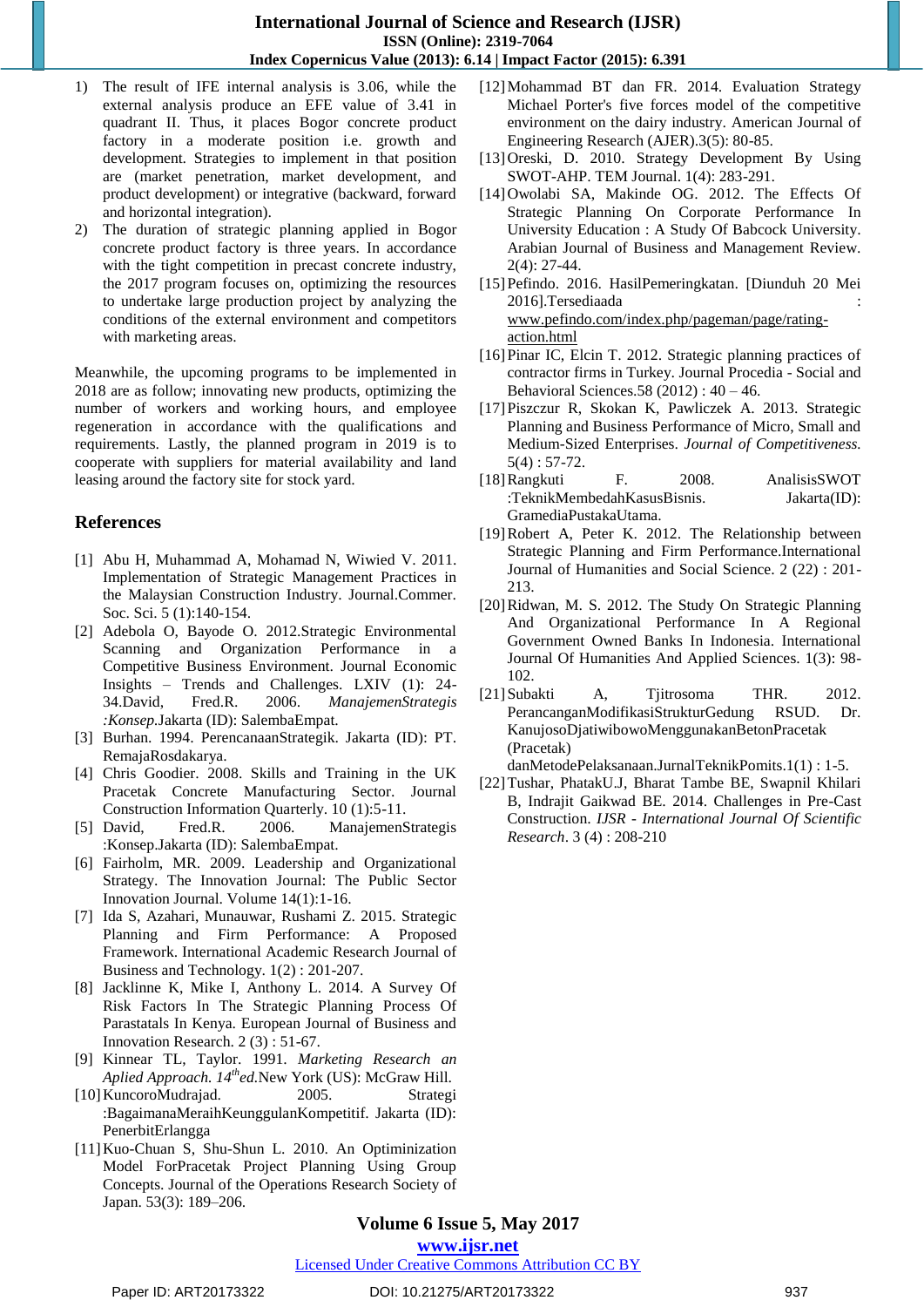1) The result of IFE internal analysis is 3.06, while the external analysis produce an EFE value of 3.41 in quadrant II. Thus, it places Bogor concrete product factory in a moderate position i.e. growth and development. Strategies to implement in that position are (market penetration, market development, and product development) or integrative (backward, forward and horizontal integration).
2) The duration of strategic planning applied in Bogor concrete product factory is three years. In accordance with the tight competition in precast concrete industry, the 2017 program focuses on, optimizing the resources to undertake large production project by analyzing the conditions of the external environment and competitors with marketing areas.

Meanwhile, the upcoming programs to be implemented in 2018 are as follow; innovating new products, optimizing the number of workers and working hours, and employee regeneration in accordance with the qualifications and requirements. Lastly, the planned program in 2019 is to cooperate with suppliers for material availability and land leasing around the factory site for stock yard.

## References

[1] Abu H, Muhammad A, Mohamad N, Wiwied V. 2011. Implementation of Strategic Management Practices in the Malaysian Construction Industry. Journal.Commer. Soc. Sci. 5 (1):140-154.

[2] Adebola O, Bayode O. 2012.Strategic Environmental Scanning and Organization Performance in a Competitive Business Environment. Journal Economic Insights – Trends and Challenges. LXIV (1): 24-34.David, Fred.R. 2006. *ManajemenStrategis :Konsep*.Jakarta (ID): SalembaEmpat.

[3] Burhan. 1994. PerencanaanStrategik. Jakarta (ID): PT. RemajaRosdakarya.

[4] Chris Goodier. 2008. Skills and Training in the UK Pracetak Concrete Manufacturing Sector. Journal Construction Information Quarterly. 10 (1):5-11.

[5] David, Fred.R. 2006. ManajemenStrategis :Konsep.Jakarta (ID): SalembaEmpat.

[6] Fairholm, MR. 2009. Leadership and Organizational Strategy. The Innovation Journal: The Public Sector Innovation Journal. Volume 14(1):1-16.

[7] Ida S, Azahari, Munauwar, Rushami Z. 2015. Strategic Planning and Firm Performance: A Proposed Framework. International Academic Research Journal of Business and Technology. 1(2) : 201-207.

[8] Jacklinne K, Mike I, Anthony L. 2014. A Survey Of Risk Factors In The Strategic Planning Process Of Parastatals In Kenya. European Journal of Business and Innovation Research. 2 (3) : 51-67.

[9] Kinnear TL, Taylor. 1991. *Marketing Research an Aplied Approach. 14th ed.*New York (US): McGraw Hill.

[10] KuncoroMudrajad. 2005. Strategi :BagaimanaMeraihKeunggulanKompetitif. Jakarta (ID): PenerbitErlangga

[11] Kuo-Chuan S, Shu-Shun L. 2010. An Optiminization Model ForPracetak Project Planning Using Group Concepts. Journal of the Operations Research Society of Japan. 53(3): 189–206.

[12] Mohammad BT dan FR. 2014. Evaluation Strategy Michael Porter's five forces model of the competitive environment on the dairy industry. American Journal of Engineering Research (AJER).3(5): 80-85.

[13] Oreski, D. 2010. Strategy Development By Using SWOT-AHP. TEM Journal. 1(4): 283-291.

[14] Owolabi SA, Makinde OG. 2012. The Effects Of Strategic Planning On Corporate Performance In University Education : A Study Of Babcock University. Arabian Journal of Business and Management Review. 2(4): 27-44.

[15] Pefindo. 2016. HasilPemeringkatan. [Diunduh 20 Mei 2016].Tersediaada : www.pefindo.com/index.php/pageman/page/rating-action.html

[16] Pinar IC, Elcin T. 2012. Strategic planning practices of contractor firms in Turkey. Journal Procedia - Social and Behavioral Sciences.58 (2012) : 40 – 46.

[17] Piszczur R, Skokan K, Pawliczek A. 2013. Strategic Planning and Business Performance of Micro, Small and Medium-Sized Enterprises. *Journal of Competitiveness.* 5(4) : 57-72.

[18] Rangkuti F. 2008. AnalisisSWOT :TeknikMembedahKasusBisnis. Jakarta(ID): GramediaPustakaUtama.

[19] Robert A, Peter K. 2012. The Relationship between Strategic Planning and Firm Performance.International Journal of Humanities and Social Science. 2 (22) : 201-213.

[20] Ridwan, M. S. 2012. The Study On Strategic Planning And Organizational Performance In A Regional Government Owned Banks In Indonesia. International Journal Of Humanities And Applied Sciences. 1(3): 98-102.

[21] Subakti A, Tjitrosoma THR. 2012. PerancanganModifikasiStrukturGedung RSUD. Dr. KanujosoDjatiwibowoMenggunakanBetonPracetak (Pracetak) danMetodePelaksanaan.JurnalTeknikPomits.1(1) : 1-5.

[22] Tushar, PhatakU.J, Bharat Tambe BE, Swapnil Khilari B, Indrajit Gaikwad BE. 2014. Challenges in Pre-Cast Construction. *IJSR - International Journal Of Scientific Research*. 3 (4) : 208-210